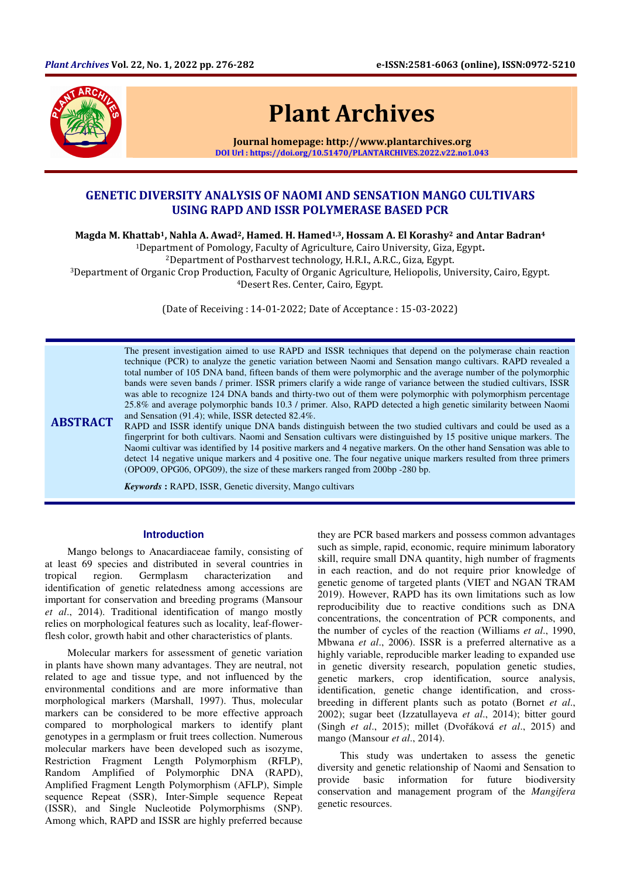# GENETIC DIVERSITY ANALYSIS OF NAOMI AND SENSATION MANGO CULTIVARS USING RAPD AND ISSR POLYMERASE BASED PCR

**Magda M. Khattab[1], Nahla A. Awad[2], Hamed. H. Hamed[1,3], Hossam A. El Korashy[2] and Antar Badran[4]**

[1]Department of Pomology, Faculty of Agriculture, Cairo University, Giza, Egypt.
[2]Department of Postharvest technology, H.R.I., A.R.C., Giza, Egypt.
[3]Department of Organic Crop Production, Faculty of Organic Agriculture, Heliopolis, University, Cairo, Egypt.
[4]Desert Res. Center, Cairo, Egypt.

(Date of Receiving : 14-01-2022; Date of Acceptance : 15-03-2022)

## ABSTRACT

The present investigation aimed to use RAPD and ISSR techniques that depend on the polymerase chain reaction technique (PCR) to analyze the genetic variation between Naomi and Sensation mango cultivars. RAPD revealed a total number of 105 DNA band, fifteen bands of them were polymorphic and the average number of the polymorphic bands were seven bands / primer. ISSR primers clarify a wide range of variance between the studied cultivars, ISSR was able to recognize 124 DNA bands and thirty-two out of them were polymorphic with polymorphism percentage 25.8% and average polymorphic bands 10.3 / primer. Also, RAPD detected a high genetic similarity between Naomi and Sensation (91.4); while, ISSR detected 82.4%.

RAPD and ISSR identify unique DNA bands distinguish between the two studied cultivars and could be used as a fingerprint for both cultivars. Naomi and Sensation cultivars were distinguished by 15 positive unique markers. The Naomi cultivar was identified by 14 positive markers and 4 negative markers. On the other hand Sensation was able to detect 14 negative unique markers and 4 positive one. The four negative unique markers resulted from three primers (OPO09, OPG06, OPG09), the size of these markers ranged from 200bp -280 bp.

***Keywords*** **:** RAPD, ISSR, Genetic diversity, Mango cultivars

## Introduction

Mango belongs to Anacardiaceae family, consisting of at least 69 species and distributed in several countries in tropical region. Germplasm characterization and identification of genetic relatedness among accessions are important for conservation and breeding programs (Mansour *et al*., 2014). Traditional identification of mango mostly relies on morphological features such as locality, leaf-flower-flesh color, growth habit and other characteristics of plants.

Molecular markers for assessment of genetic variation in plants have shown many advantages. They are neutral, not related to age and tissue type, and not influenced by the environmental conditions and are more informative than morphological markers (Marshall, 1997). Thus, molecular markers can be considered to be more effective approach compared to morphological markers to identify plant genotypes in a germplasm or fruit trees collection. Numerous molecular markers have been developed such as isozyme, Restriction Fragment Length Polymorphism (RFLP), Random Amplified of Polymorphic DNA (RAPD), Amplified Fragment Length Polymorphism (AFLP), Simple sequence Repeat (SSR), Inter-Simple sequence Repeat (ISSR), and Single Nucleotide Polymorphisms (SNP). Among which, RAPD and ISSR are highly preferred because they are PCR based markers and possess common advantages such as simple, rapid, economic, require minimum laboratory skill, require small DNA quantity, high number of fragments in each reaction, and do not require prior knowledge of genetic genome of targeted plants (VIET and NGAN TRAM 2019). However, RAPD has its own limitations such as low reproducibility due to reactive conditions such as DNA concentrations, the concentration of PCR components, and the number of cycles of the reaction (Williams *et al*., 1990, Mbwana *et al*., 2006). ISSR is a preferred alternative as a highly variable, reproducible marker leading to expanded use in genetic diversity research, population genetic studies, genetic markers, crop identification, source analysis, identification, genetic change identification, and cross-breeding in different plants such as potato (Bornet *et al*., 2002); sugar beet (Izzatullayeva *et al*., 2014); bitter gourd (Singh *et al*., 2015); millet (Dvořáková *et al*., 2015) and mango (Mansour *et al*., 2014).

This study was undertaken to assess the genetic diversity and genetic relationship of Naomi and Sensation to provide basic information for future biodiversity conservation and management program of the *Mangifera* genetic resources.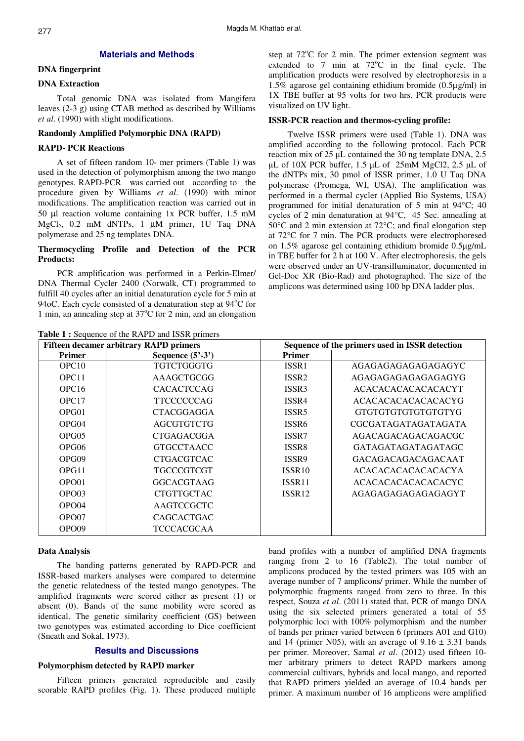## Materials and Methods

### DNA fingerprint

### DNA Extraction

Total genomic DNA was isolated from Mangifera leaves (2-3 g) using CTAB method as described by Williams *et al*. (1990) with slight modifications.

### Randomly Amplified Polymorphic DNA (RAPD)

### RAPD- PCR Reactions

A set of fifteen random 10- mer primers (Table 1) was used in the detection of polymorphism among the two mango genotypes. RAPD-PCR was carried out according to the procedure given by Williams *et al*. (1990) with minor modifications. The amplification reaction was carried out in 50 µl reaction volume containing 1x PCR buffer, 1.5 mM $MgCl_2$, 0.2 mM dNTPs, 1 µM primer, 1U Taq DNA polymerase and 25 ng templates DNA.

### Thermocycling Profile and Detection of the PCR Products:

PCR amplification was performed in a Perkin-Elmer/ DNA Thermal Cycler 2400 (Norwalk, CT) programmed to fulfill 40 cycles after an initial denaturation cycle for 5 min at 94oC. Each cycle consisted of a denaturation step at 94°C for 1 min, an annealing step at 37°C for 2 min, and an elongation step at 72°C for 2 min. The primer extension segment was extended to 7 min at 72°C in the final cycle. The amplification products were resolved by electrophoresis in a 1.5% agarose gel containing ethidium bromide (0.5µg/ml) in 1X TBE buffer at 95 volts for two hrs. PCR products were visualized on UV light.

### ISSR-PCR reaction and thermos-cycling profile:

Twelve ISSR primers were used (Table 1). DNA was amplified according to the following protocol. Each PCR reaction mix of 25 µL contained the 30 ng template DNA, 2.5 µL of 10X PCR buffer, 1.5 µL of 25mM MgCl2, 2.5 µL of the dNTPs mix, 30 pmol of ISSR primer, 1.0 U Taq DNA polymerase (Promega, WI, USA). The amplification was performed in a thermal cycler (Applied Bio Systems, USA) programmed for initial denaturation of 5 min at 94°C; 40 cycles of 2 min denaturation at 94°C, 45 Sec. annealing at 50°C and 2 min extension at 72°C; and final elongation step at 72°C for 7 min. The PCR products were electrophoresed on 1.5% agarose gel containing ethidium bromide 0.5µg/mL in TBE buffer for 2 h at 100 V. After electrophoresis, the gels were observed under an UV-transilluminator, documented in Gel-Doc XR (Bio-Rad) and photographed. The size of the amplicons was determined using 100 bp DNA ladder plus.

**Table 1 :** Sequence of the RAPD and ISSR primers

| Fifteen decamer arbitrary RAPD primers | | Sequence of the primers used in ISSR detection | |
|---|---|---|---|
| **Primer** | **Sequence (5'-3')** | **Primer** | |
| OPC10 | TGTCTGGGTG | ISSR1 | AGAGAGAGAGAGAGAGYC |
| OPC11 | AAAGCTGCGG | ISSR2 | AGAGAGAGAGAGAGAGYG |
| OPC16 | CACACTCCAG | ISSR3 | ACACACACACACACACYT |
| OPC17 | TTCCCCCCAG | ISSR4 | ACACACACACACACACYG |
| OPG01 | CTACGGAGGA | ISSR5 | GTGTGTGTGTGTGTGTYG |
| OPG04 | AGCGTGTCTG | ISSR6 | CGCGATAGATAGATAGATA |
| OPG05 | CTGAGACGGA | ISSR7 | AGACAGACAGACAGACGC |
| OPG06 | GTGCCTAACC | ISSR8 | GATAGATAGATAGATAGC |
| OPG09 | CTGACGTCAC | ISSR9 | GACAGACAGACAGACAAT |
| OPG11 | TGCCCGTCGT | ISSR10 | ACACACACACACACACYA |
| OPO01 | GGCACGTAAG | ISSR11 | ACACACACACACACACYC |
| OPO03 | CTGTTGCTAC | ISSR12 | AGAGAGAGAGAGAGAGYT |
| OPO04 | AAGTCCGCTC | | |
| OPO07 | CAGCACTGAC | | |
| OPO09 | TCCCACGCAA | | |

### Data Analysis

The banding patterns generated by RAPD-PCR and ISSR-based markers analyses were compared to determine the genetic relatedness of the tested mango genotypes. The amplified fragments were scored either as present (1) or absent (0). Bands of the same mobility were scored as identical. The genetic similarity coefficient (GS) between two genotypes was estimated according to Dice coefficient (Sneath and Sokal, 1973).

## Results and Discussions

### Polymorphism detected by RAPD marker

Fifteen primers generated reproducible and easily scorable RAPD profiles (Fig. 1). These produced multiple band profiles with a number of amplified DNA fragments ranging from 2 to 16 (Table2). The total number of amplicons produced by the tested primers was 105 with an average number of 7 amplicons/ primer. While the number of polymorphic fragments ranged from zero to three. In this respect, Souza *et al*. (2011) stated that, PCR of mango DNA using the six selected primers generated a total of 55 polymorphic loci with 100% polymorphism and the number of bands per primer varied between 6 (primers A01 and G10) and 14 (primer N05), with an average of 9.16 ± 3.31 bands per primer. Moreover, Samal *et al*. (2012) used fifteen 10-mer arbitrary primers to detect RAPD markers among commercial cultivars, hybrids and local mango, and reported that RAPD primers yielded an average of 10.4 bands per primer. A maximum number of 16 amplicons were amplified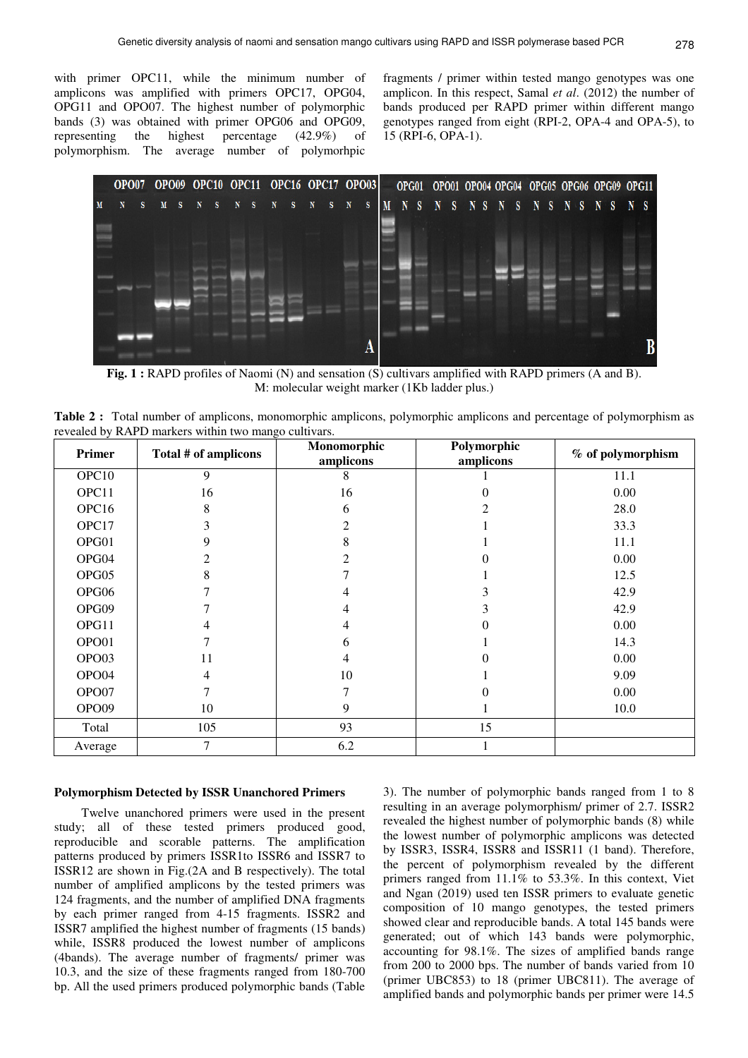with primer OPC11, while the minimum number of amplicons was amplified with primers OPC17, OPG04, OPG11 and OPO07. The highest number of polymorphic bands (3) was obtained with primer OPG06 and OPG09, representing the highest percentage (42.9%) of polymorphism. The average number of polymorhpic fragments / primer within tested mango genotypes was one amplicon. In this respect, Samal *et al*. (2012) the number of bands produced per RAPD primer within different mango genotypes ranged from eight (RPI-2, OPA-4 and OPA-5), to 15 (RPI-6, OPA-1).

**Fig. 1 :** RAPD profiles of Naomi (N) and sensation (S) cultivars amplified with RAPD primers (A and B). M: molecular weight marker (1Kb ladder plus.)

**Table 2 :** Total number of amplicons, monomorphic amplicons, polymorphic amplicons and percentage of polymorphism as revealed by RAPD markers within two mango cultivars.

| Primer | Total # of amplicons | Monomorphic amplicons | Polymorphic amplicons | % of polymorphism |
|---|---|---|---|---|
| OPC10 | 9 | 8 | 1 | 11.1 |
| OPC11 | 16 | 16 | 0 | 0.00 |
| OPC16 | 8 | 6 | 2 | 28.0 |
| OPC17 | 3 | 2 | 1 | 33.3 |
| OPG01 | 9 | 8 | 1 | 11.1 |
| OPG04 | 2 | 2 | 0 | 0.00 |
| OPG05 | 8 | 7 | 1 | 12.5 |
| OPG06 | 7 | 4 | 3 | 42.9 |
| OPG09 | 7 | 4 | 3 | 42.9 |
| OPG11 | 4 | 4 | 0 | 0.00 |
| OPO01 | 7 | 6 | 1 | 14.3 |
| OPO03 | 11 | 4 | 0 | 0.00 |
| OPO04 | 4 | 10 | 1 | 9.09 |
| OPO07 | 7 | 7 | 0 | 0.00 |
| OPO09 | 10 | 9 | 1 | 10.0 |
| Total | 105 | 93 | 15 | |
| Average | 7 | 6.2 | 1 | |

**Polymorphism Detected by ISSR Unanchored Primers**

Twelve unanchored primers were used in the present study; all of these tested primers produced good, reproducible and scorable patterns. The amplification patterns produced by primers ISSR1to ISSR6 and ISSR7 to ISSR12 are shown in Fig.(2A and B respectively). The total number of amplified amplicons by the tested primers was 124 fragments, and the number of amplified DNA fragments by each primer ranged from 4-15 fragments. ISSR2 and ISSR7 amplified the highest number of fragments (15 bands) while, ISSR8 produced the lowest number of amplicons (4bands). The average number of fragments/ primer was 10.3, and the size of these fragments ranged from 180-700 bp. All the used primers produced polymorphic bands (Table 3). The number of polymorphic bands ranged from 1 to 8 resulting in an average polymorphism/ primer of 2.7. ISSR2 revealed the highest number of polymorphic bands (8) while the lowest number of polymorphic amplicons was detected by ISSR3, ISSR4, ISSR8 and ISSR11 (1 band). Therefore, the percent of polymorphism revealed by the different primers ranged from 11.1% to 53.3%. In this context, Viet and Ngan (2019) used ten ISSR primers to evaluate genetic composition of 10 mango genotypes, the tested primers showed clear and reproducible bands. A total 145 bands were generated; out of which 143 bands were polymorphic, accounting for 98.1%. The sizes of amplified bands range from 200 to 2000 bps. The number of bands varied from 10 (primer UBC853) to 18 (primer UBC811). The average of amplified bands and polymorphic bands per primer were 14.5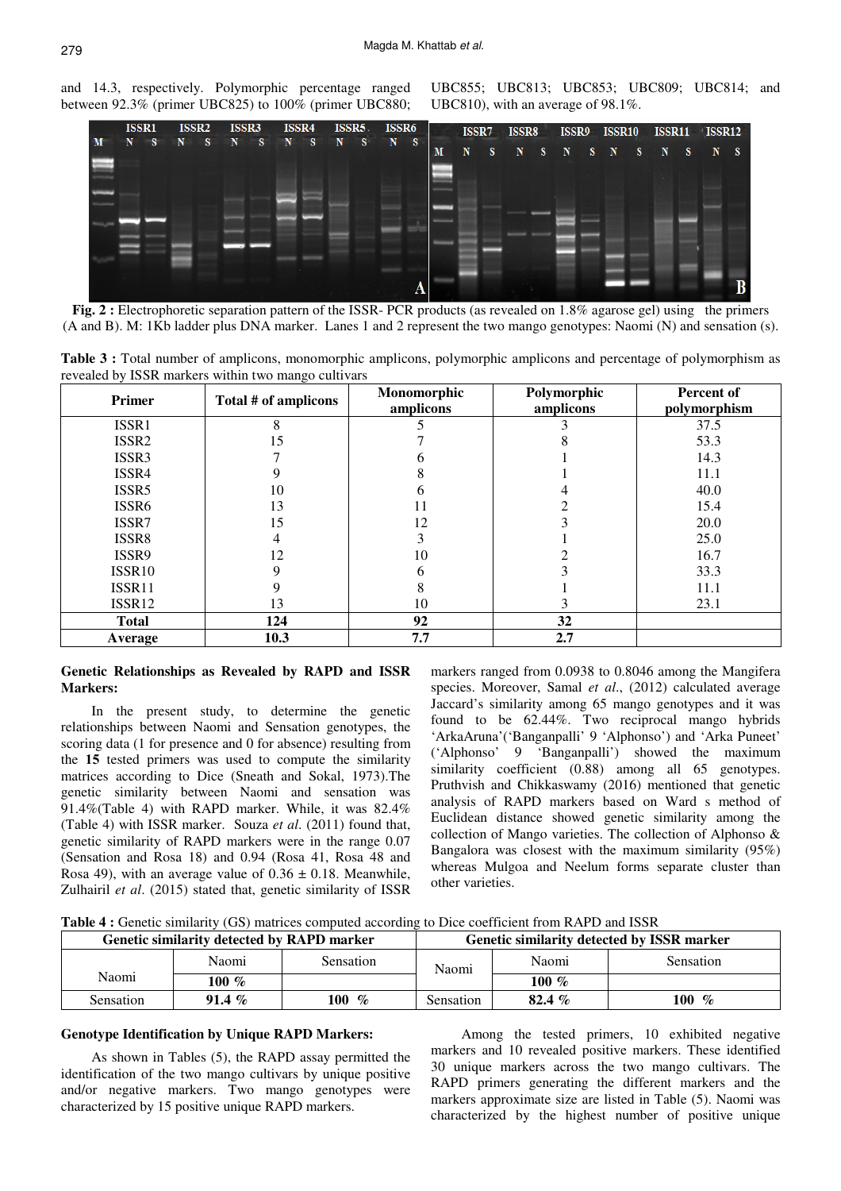and 14.3, respectively. Polymorphic percentage ranged between 92.3% (primer UBC825) to 100% (primer UBC880; UBC855; UBC813; UBC853; UBC809; UBC814; and UBC810), with an average of 98.1%.

**Fig. 2 :** Electrophoretic separation pattern of the ISSR- PCR products (as revealed on 1.8% agarose gel) using the primers (A and B). M: 1Kb ladder plus DNA marker. Lanes 1 and 2 represent the two mango genotypes: Naomi (N) and sensation (s).

**Table 3 :** Total number of amplicons, monomorphic amplicons, polymorphic amplicons and percentage of polymorphism as revealed by ISSR markers within two mango cultivars

| Primer | Total # of amplicons | Monomorphic amplicons | Polymorphic amplicons | Percent of polymorphism |
|---|---|---|---|---|
| ISSR1 | 8 | 5 | 3 | 37.5 |
| ISSR2 | 15 | 7 | 8 | 53.3 |
| ISSR3 | 7 | 6 | 1 | 14.3 |
| ISSR4 | 9 | 8 | 1 | 11.1 |
| ISSR5 | 10 | 6 | 4 | 40.0 |
| ISSR6 | 13 | 11 | 2 | 15.4 |
| ISSR7 | 15 | 12 | 3 | 20.0 |
| ISSR8 | 4 | 3 | 1 | 25.0 |
| ISSR9 | 12 | 10 | 2 | 16.7 |
| ISSR10 | 9 | 6 | 3 | 33.3 |
| ISSR11 | 9 | 8 | 1 | 11.1 |
| ISSR12 | 13 | 10 | 3 | 23.1 |
| **Total** | **124** | **92** | **32** | |
| **Average** | **10.3** | **7.7** | **2.7** | |

### Genetic Relationships as Revealed by RAPD and ISSR Markers:

In the present study, to determine the genetic relationships between Naomi and Sensation genotypes, the scoring data (1 for presence and 0 for absence) resulting from the **15** tested primers was used to compute the similarity matrices according to Dice (Sneath and Sokal, 1973).The genetic similarity between Naomi and sensation was 91.4%(Table 4) with RAPD marker. While, it was 82.4% (Table 4) with ISSR marker. Souza *et al*. (2011) found that, genetic similarity of RAPD markers were in the range 0.07 (Sensation and Rosa 18) and 0.94 (Rosa 41, Rosa 48 and Rosa 49), with an average value of 0.36 ± 0.18. Meanwhile, Zulhairil *et al*. (2015) stated that, genetic similarity of ISSR markers ranged from 0.0938 to 0.8046 among the Mangifera species. Moreover, Samal *et al*., (2012) calculated average Jaccard's similarity among 65 mango genotypes and it was found to be 62.44%. Two reciprocal mango hybrids 'ArkaAruna'('Banganpalli' 9 'Alphonso') and 'Arka Puneet' ('Alphonso' 9 'Banganpalli') showed the maximum similarity coefficient (0.88) among all 65 genotypes. Pruthvish and Chikkaswamy (2016) mentioned that genetic analysis of RAPD markers based on Ward s method of Euclidean distance showed genetic similarity among the collection of Mango varieties. The collection of Alphonso & Bangalora was closest with the maximum similarity (95%) whereas Mulgoa and Neelum forms separate cluster than other varieties.

**Table 4 :** Genetic similarity (GS) matrices computed according to Dice coefficient from RAPD and ISSR

| Genetic similarity detected by RAPD marker | | | Genetic similarity detected by ISSR marker | | |
|---|---|---|---|---|---|
| Naomi | Naomi | Sensation | Naomi | Naomi | Sensation |
| | **100 %** | | | **100 %** | |
| Sensation | **91.4 %** | **100 %** | Sensation | **82.4 %** | **100 %** |

### Genotype Identification by Unique RAPD Markers:

As shown in Tables (5), the RAPD assay permitted the identification of the two mango cultivars by unique positive and/or negative markers. Two mango genotypes were characterized by 15 positive unique RAPD markers.

Among the tested primers, 10 exhibited negative markers and 10 revealed positive markers. These identified 30 unique markers across the two mango cultivars. The RAPD primers generating the different markers and the markers approximate size are listed in Table (5). Naomi was characterized by the highest number of positive unique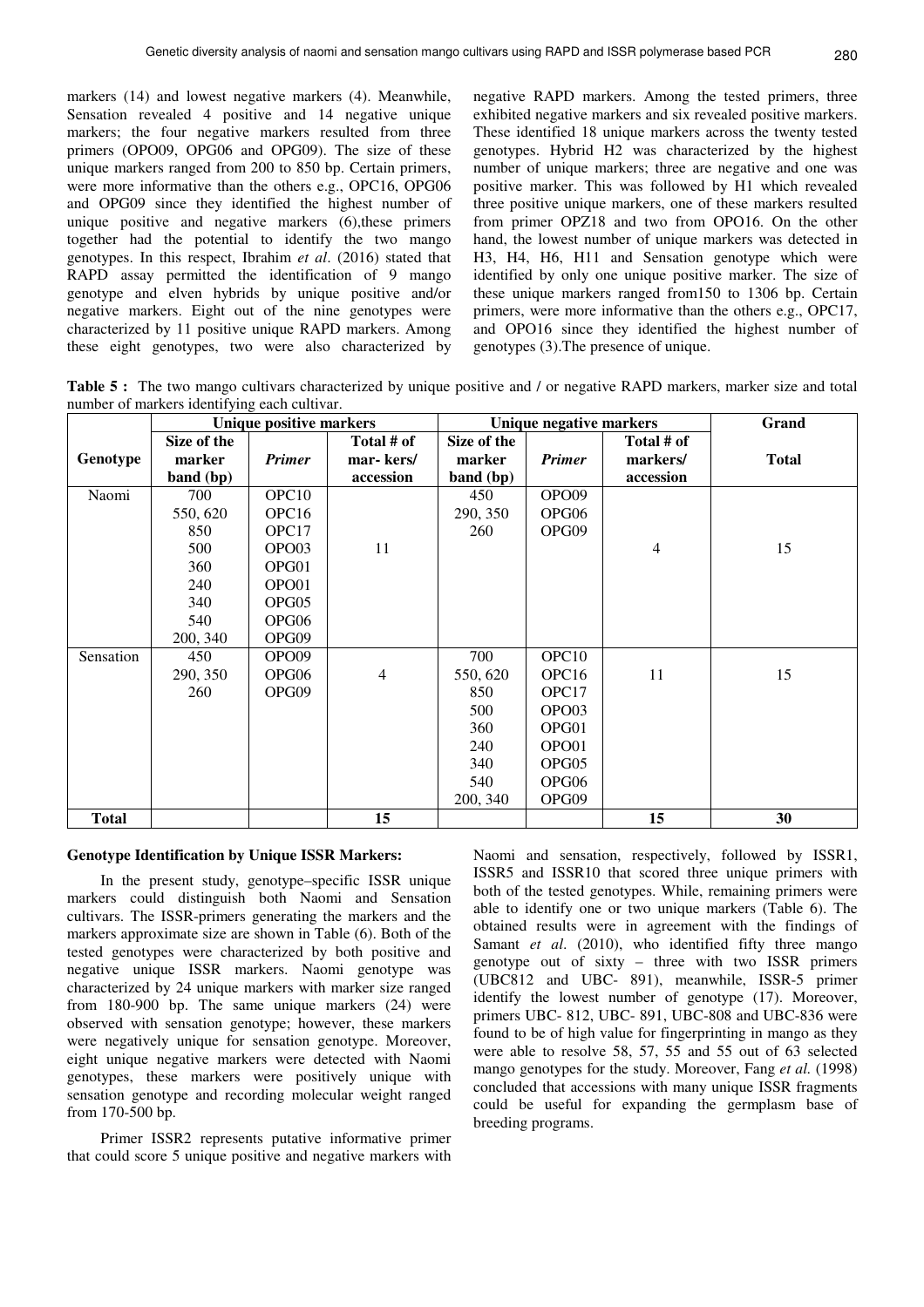markers (14) and lowest negative markers (4). Meanwhile, Sensation revealed 4 positive and 14 negative unique markers; the four negative markers resulted from three primers (OPO09, OPG06 and OPG09). The size of these unique markers ranged from 200 to 850 bp. Certain primers, were more informative than the others e.g., OPC16, OPG06 and OPG09 since they identified the highest number of unique positive and negative markers (6),these primers together had the potential to identify the two mango genotypes. In this respect, Ibrahim *et al*. (2016) stated that RAPD assay permitted the identification of 9 mango genotype and elven hybrids by unique positive and/or negative markers. Eight out of the nine genotypes were characterized by 11 positive unique RAPD markers. Among these eight genotypes, two were also characterized by negative RAPD markers. Among the tested primers, three exhibited negative markers and six revealed positive markers. These identified 18 unique markers across the twenty tested genotypes. Hybrid H2 was characterized by the highest number of unique markers; three are negative and one was positive marker. This was followed by H1 which revealed three positive unique markers, one of these markers resulted from primer OPZ18 and two from OPO16. On the other hand, the lowest number of unique markers was detected in H3, H4, H6, H11 and Sensation genotype which were identified by only one unique positive marker. The size of these unique markers ranged from150 to 1306 bp. Certain primers, were more informative than the others e.g., OPC17, and OPO16 since they identified the highest number of genotypes (3).The presence of unique.

**Table 5 :** The two mango cultivars characterized by unique positive and / or negative RAPD markers, marker size and total number of markers identifying each cultivar.

| | Unique positive markers | | | Unique negative markers | | | Grand |
|---|---|---|---|---|---|---|---|
| Genotype | Size of the marker band (bp) | *Primer* | Total # of mar- kers/ accession | Size of the marker band (bp) | *Primer* | Total # of markers/ accession | Total |
| Naomi | 700 | OPC10 | | 450 | OPO09 | | |
| | 550, 620 | OPC16 | | 290, 350 | OPG06 | | |
| | 850 | OPC17 | | 260 | OPG09 | | |
| | 500 | OPO03 | 11 | | | 4 | 15 |
| | 360 | OPG01 | | | | | |
| | 240 | OPO01 | | | | | |
| | 340 | OPG05 | | | | | |
| | 540 | OPG06 | | | | | |
| | 200, 340 | OPG09 | | | | | |
| Sensation | 450 | OPO09 | | 700 | OPC10 | | |
| | 290, 350 | OPG06 | 4 | 550, 620 | OPC16 | 11 | 15 |
| | 260 | OPG09 | | 850 | OPC17 | | |
| | | | | 500 | OPO03 | | |
| | | | | 360 | OPG01 | | |
| | | | | 240 | OPO01 | | |
| | | | | 340 | OPG05 | | |
| | | | | 540 | OPG06 | | |
| | | | | 200, 340 | OPG09 | | |
| **Total** | | | **15** | | | **15** | **30** |

### Genotype Identification by Unique ISSR Markers:

In the present study, genotype–specific ISSR unique markers could distinguish both Naomi and Sensation cultivars. The ISSR-primers generating the markers and the markers approximate size are shown in Table (6). Both of the tested genotypes were characterized by both positive and negative unique ISSR markers. Naomi genotype was characterized by 24 unique markers with marker size ranged from 180-900 bp. The same unique markers (24) were observed with sensation genotype; however, these markers were negatively unique for sensation genotype. Moreover, eight unique negative markers were detected with Naomi genotypes, these markers were positively unique with sensation genotype and recording molecular weight ranged from 170-500 bp.

Primer ISSR2 represents putative informative primer that could score 5 unique positive and negative markers with Naomi and sensation, respectively, followed by ISSR1, ISSR5 and ISSR10 that scored three unique primers with both of the tested genotypes. While, remaining primers were able to identify one or two unique markers (Table 6). The obtained results were in agreement with the findings of Samant *et al*. (2010), who identified fifty three mango genotype out of sixty – three with two ISSR primers (UBC812 and UBC- 891), meanwhile, ISSR-5 primer identify the lowest number of genotype (17). Moreover, primers UBC- 812, UBC- 891, UBC-808 and UBC-836 were found to be of high value for fingerprinting in mango as they were able to resolve 58, 57, 55 and 55 out of 63 selected mango genotypes for the study. Moreover, Fang *et al.* (1998) concluded that accessions with many unique ISSR fragments could be useful for expanding the germplasm base of breeding programs.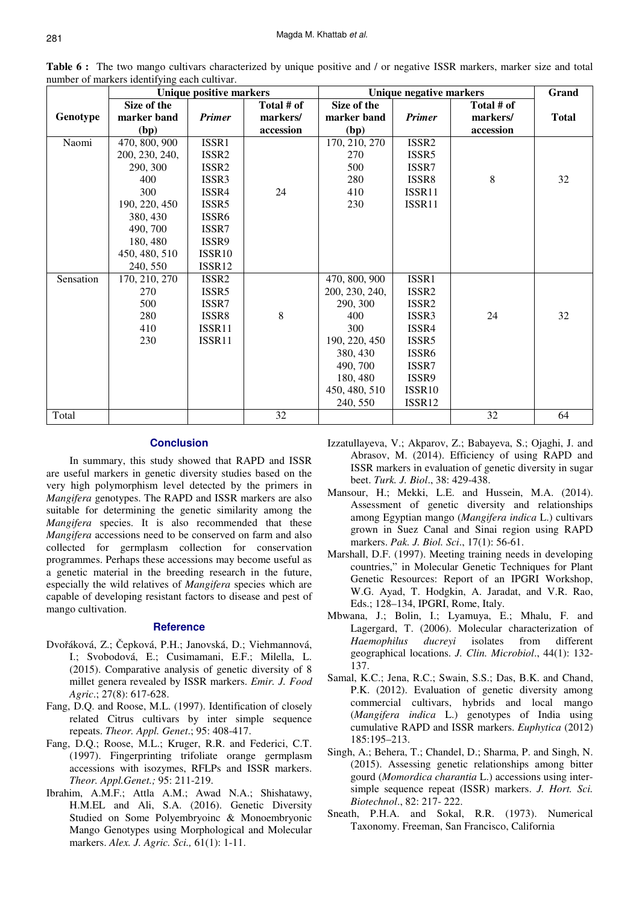**Table 6 :** The two mango cultivars characterized by unique positive and / or negative ISSR markers, marker size and total number of markers identifying each cultivar.

| Genotype | Unique positive markers | | | Unique negative markers | | | Grand Total |
|---|---|---|---|---|---|---|---|
| | Size of the marker band (bp) | *Primer* | Total # of markers/ accession | Size of the marker band (bp) | *Primer* | Total # of markers/ accession | |
| Naomi | 470, 800, 900 | ISSR1 | 24 | 170, 210, 270 | ISSR2 | 8 | 32 |
| | 200, 230, 240, 290, 300 | ISSR2 | | 270 | ISSR5 | | |
| | 400 | ISSR3 | | 500 | ISSR7 | | |
| | 300 | ISSR4 | | 280 | ISSR8 | | |
| | 190, 220, 450 | ISSR5 | | 410 | ISSR11 | | |
| | 380, 430 | ISSR6 | | 230 | ISSR11 | | |
| | 490, 700 | ISSR7 | | | | | |
| | 180, 480 | ISSR9 | | | | | |
| | 450, 480, 510 | ISSR10 | | | | | |
| | 240, 550 | ISSR12 | | | | | |
| Sensation | 170, 210, 270 | ISSR2 | 8 | 470, 800, 900 | ISSR1 | 24 | 32 |
| | 270 | ISSR5 | | 200, 230, 240, 290, 300 | ISSR2 | | |
| | 500 | ISSR7 | | 400 | ISSR3 | | |
| | 280 | ISSR8 | | 300 | ISSR4 | | |
| | 410 | ISSR11 | | 190, 220, 450 | ISSR5 | | |
| | 230 | ISSR11 | | 380, 430 | ISSR6 | | |
| | | | | 490, 700 | ISSR7 | | |
| | | | | 180, 480 | ISSR9 | | |
| | | | | 450, 480, 510 | ISSR10 | | |
| | | | | 240, 550 | ISSR12 | | |
| Total | | | 32 | | | 32 | 64 |

## Conclusion

In summary, this study showed that RAPD and ISSR are useful markers in genetic diversity studies based on the very high polymorphism level detected by the primers in *Mangifera* genotypes. The RAPD and ISSR markers are also suitable for determining the genetic similarity among the *Mangifera* species. It is also recommended that these *Mangifera* accessions need to be conserved on farm and also collected for germplasm collection for conservation programmes. Perhaps these accessions may become useful as a genetic material in the breeding research in the future, especially the wild relatives of *Mangifera* species which are capable of developing resistant factors to disease and pest of mango cultivation.

## Reference

Dvořáková, Z.; Čepková, P.H.; Janovská, D.; Viehmannová, I.; Svobodová, E.; Cusimamani, E.F.; Milella, L. (2015). Comparative analysis of genetic diversity of 8 millet genera revealed by ISSR markers. *Emir. J. Food Agric*.; 27(8): 617-628.

Fang, D.Q. and Roose, M.L. (1997). Identification of closely related Citrus cultivars by inter simple sequence repeats. *Theor. Appl. Genet*.; 95: 408-417.

Fang, D.Q.; Roose, M.L.; Kruger, R.R. and Federici, C.T. (1997). Fingerprinting trifoliate orange germplasm accessions with isozymes, RFLPs and ISSR markers. *Theor. Appl.Genet.;* 95: 211-219.

Ibrahim, A.M.F.; Attla A.M.; Awad N.A.; Shishatawy, H.M.EL and Ali, S.A. (2016). Genetic Diversity Studied on Some Polyembryoinc & Monoembryonic Mango Genotypes using Morphological and Molecular markers. *Alex. J. Agric. Sci.,* 61(1): 1-11.

Izzatullayeva, V.; Akparov, Z.; Babayeva, S.; Ojaghi, J. and Abrasov, M. (2014). Efficiency of using RAPD and ISSR markers in evaluation of genetic diversity in sugar beet. *Turk. J. Biol*., 38: 429-438.

Mansour, H.; Mekki, L.E. and Hussein, M.A. (2014). Assessment of genetic diversity and relationships among Egyptian mango (*Mangifera indica* L.) cultivars grown in Suez Canal and Sinai region using RAPD markers. *Pak. J. Biol. Sci*., 17(1): 56-61.

Marshall, D.F. (1997). Meeting training needs in developing countries," in Molecular Genetic Techniques for Plant Genetic Resources: Report of an IPGRI Workshop, W.G. Ayad, T. Hodgkin, A. Jaradat, and V.R. Rao, Eds.; 128–134, IPGRI, Rome, Italy.

Mbwana, J.; Bolin, I.; Lyamuya, E.; Mhalu, F. and Lagergard, T. (2006). Molecular characterization of *Haemophilus ducreyi* isolates from different geographical locations. *J. Clin. Microbiol*., 44(1): 132-137.

Samal, K.C.; Jena, R.C.; Swain, S.S.; Das, B.K. and Chand, P.K. (2012). Evaluation of genetic diversity among commercial cultivars, hybrids and local mango (*Mangifera indica* L.) genotypes of India using cumulative RAPD and ISSR markers. *Euphytica* (2012) 185:195–213.

Singh, A.; Behera, T.; Chandel, D.; Sharma, P. and Singh, N. (2015). Assessing genetic relationships among bitter gourd (*Momordica charantia* L.) accessions using inter-simple sequence repeat (ISSR) markers. *J. Hort. Sci. Biotechnol*., 82: 217- 222.

Sneath, P.H.A. and Sokal, R.R. (1973). Numerical Taxonomy. Freeman, San Francisco, California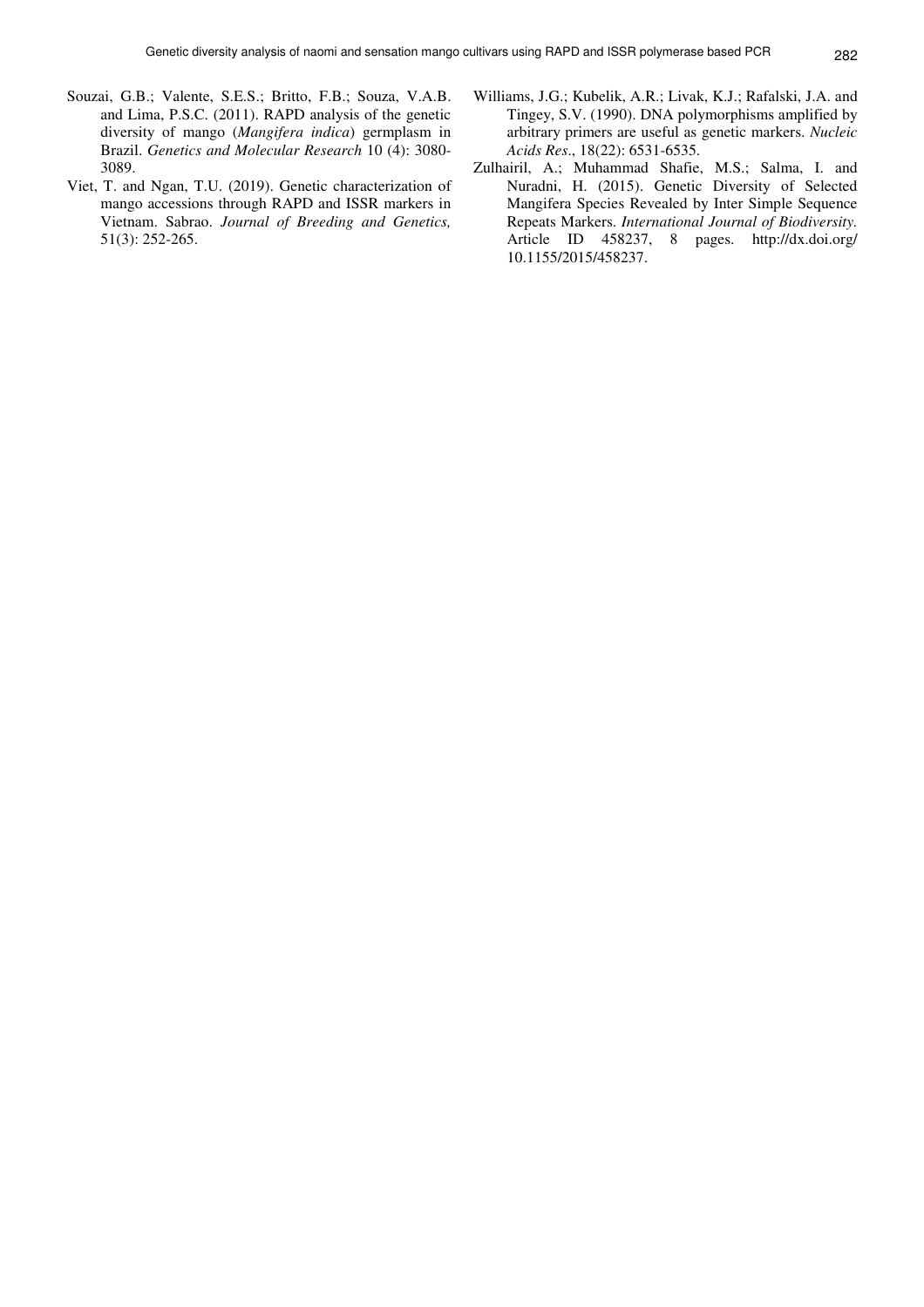Souzai, G.B.; Valente, S.E.S.; Britto, F.B.; Souza, V.A.B. and Lima, P.S.C. (2011). RAPD analysis of the genetic diversity of mango (*Mangifera indica*) germplasm in Brazil. *Genetics and Molecular Research* 10 (4): 3080-3089.

Viet, T. and Ngan, T.U. (2019). Genetic characterization of mango accessions through RAPD and ISSR markers in Vietnam. Sabrao. *Journal of Breeding and Genetics,* 51(3): 252-265.

Williams, J.G.; Kubelik, A.R.; Livak, K.J.; Rafalski, J.A. and Tingey, S.V. (1990). DNA polymorphisms amplified by arbitrary primers are useful as genetic markers. *Nucleic Acids Res*., 18(22): 6531-6535.

Zulhairil, A.; Muhammad Shafie, M.S.; Salma, I. and Nuradni, H. (2015). Genetic Diversity of Selected Mangifera Species Revealed by Inter Simple Sequence Repeats Markers. *International Journal of Biodiversity.* Article ID 458237, 8 pages. http://dx.doi.org/10.1155/2015/458237.